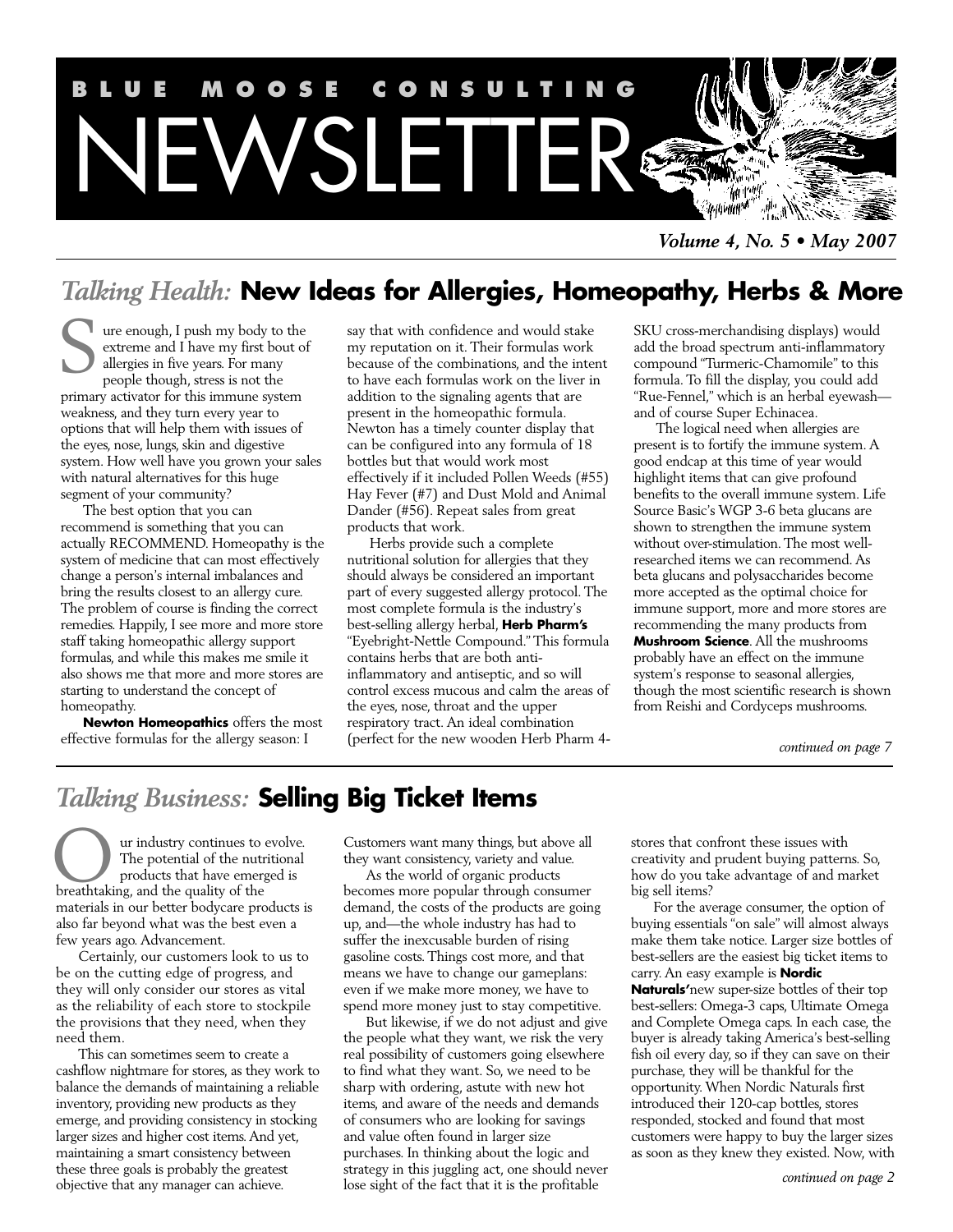# BLUE MOOSE CONSULTING NEWSLETTER

*Volume 4, No. 5 • May 2007*

## *Talking Health:* New Ideas for Allergies, Homeopathy, Herbs & More

Sure enough, I push my body to the extreme and I have my first bout of allergies in five years. For many people though, stress is not the primary activator for this immune system weakness, and they turn every year to options that will help them with issues of the eyes, nose, lungs, skin and digestive system. How well have you grown your sales with natural alternatives for this huge segment of your community?

The best option that you can recommend is something that you can actually RECOMMEND. Homeopathy is the system of medicine that can most effectively change a person's internal imbalances and bring the results closest to an allergy cure. The problem of course is finding the correct remedies. Happily, I see more and more store staff taking homeopathic allergy support formulas, and while this makes me smile it also shows me that more and more stores are starting to understand the concept of homeopathy.

**Newton Homeopathics** offers the most effective formulas for the allergy season: I say that with confidence and would stake my reputation on it. Their formulas work because of the combinations, and the intent to have each formulas work on the liver in addition to the signaling agents that are present in the homeopathic formula. Newton has a timely counter display that can be configured into any formula of 18 bottles but that would work most effectively if it included Pollen Weeds (#55) Hay Fever (#7) and Dust Mold and Animal Dander (#56). Repeat sales from great products that work.

Herbs provide such a complete nutritional solution for allergies that they should always be considered an important part of every suggested allergy protocol. The most complete formula is the industry's best-selling allergy herbal, **Herb Pharm's** "Eyebright-Nettle Compound." This formula contains herbs that are both anti-inflammatory and antiseptic, and so will control excess mucous and calm the areas of the eyes, nose, throat and the upper respiratory tract. An ideal combination (perfect for the new wooden Herb Pharm 4-SKU cross-merchandising displays) would add the broad spectrum anti-inflammatory compound "Turmeric-Chamomile" to this formula. To fill the display, you could add "Rue-Fennel," which is an herbal eyewash—and of course Super Echinacea.

The logical need when allergies are present is to fortify the immune system. A good endcap at this time of year would highlight items that can give profound benefits to the overall immune system. Life Source Basic's WGP 3-6 beta glucans are shown to strengthen the immune system without over-stimulation. The most well-researched items we can recommend. As beta glucans and polysaccharides become more accepted as the optimal choice for immune support, more and more stores are recommending the many products from **Mushroom Science**. All the mushrooms probably have an effect on the immune system's response to seasonal allergies, though the most scientific research is shown from Reishi and Cordyceps mushrooms.

*continued on page 7*

## *Talking Business:* Selling Big Ticket Items

Our industry continues to evolve. The potential of the nutritional products that have emerged is breathtaking, and the quality of the materials in our better bodycare products is also far beyond what was the best even a few years ago. Advancement.

Certainly, our customers look to us to be on the cutting edge of progress, and they will only consider our stores as vital as the reliability of each store to stockpile the provisions that they need, when they need them.

This can sometimes seem to create a cashflow nightmare for stores, as they work to balance the demands of maintaining a reliable inventory, providing new products as they emerge, and providing consistency in stocking larger sizes and higher cost items. And yet, maintaining a smart consistency between these three goals is probably the greatest objective that any manager can achieve. Customers want many things, but above all they want consistency, variety and value.

As the world of organic products becomes more popular through consumer demand, the costs of the products are going up, and—the whole industry has had to suffer the inexcusable burden of rising gasoline costs. Things cost more, and that means we have to change our gameplans: even if we make more money, we have to spend more money just to stay competitive.

But likewise, if we do not adjust and give the people what they want, we risk the very real possibility of customers going elsewhere to find what they want. So, we need to be sharp with ordering, astute with new hot items, and aware of the needs and demands of consumers who are looking for savings and value often found in larger size purchases. In thinking about the logic and strategy in this juggling act, one should never lose sight of the fact that it is the profitable stores that confront these issues with creativity and prudent buying patterns. So, how do you take advantage of and market big sell items?

For the average consumer, the option of buying essentials "on sale" will almost always make them take notice. Larger size bottles of best-sellers are the easiest big ticket items to carry. An easy example is **Nordic Naturals'** new super-size bottles of their top best-sellers: Omega-3 caps, Ultimate Omega and Complete Omega caps. In each case, the buyer is already taking America's best-selling fish oil every day, so if they can save on their purchase, they will be thankful for the opportunity. When Nordic Naturals first introduced their 120-cap bottles, stores responded, stocked and found that most customers were happy to buy the larger sizes as soon as they knew they existed. Now, with

*continued on page 2*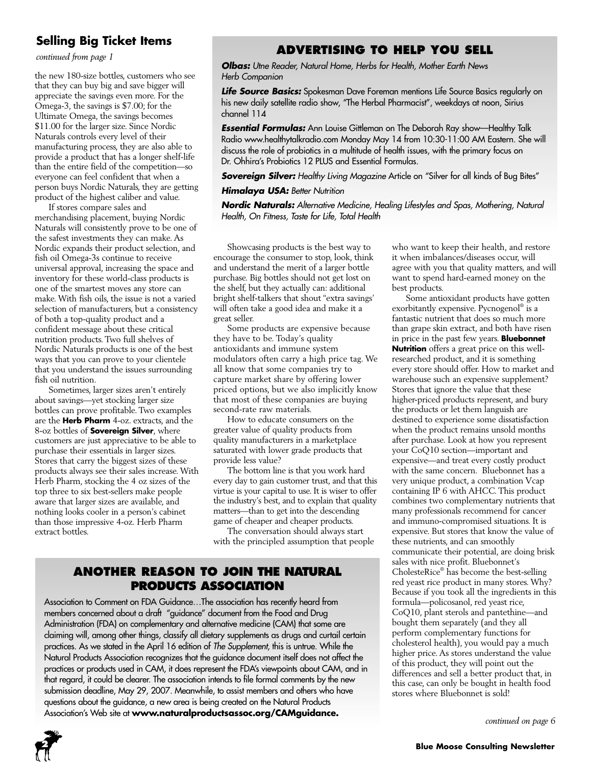## Selling Big Ticket Items

*continued from page 1*

the new 180-size bottles, customers who see that they can buy big and save bigger will appreciate the savings even more. For the Omega-3, the savings is $7.00; for the Ultimate Omega, the savings becomes $11.00 for the larger size. Since Nordic Naturals controls every level of their manufacturing process, they are also able to provide a product that has a longer shelf-life than the entire field of the competition—so everyone can feel confident that when a person buys Nordic Naturals, they are getting product of the highest caliber and value.

If stores compare sales and merchandising placement, buying Nordic Naturals will consistently prove to be one of the safest investments they can make. As Nordic expands their product selection, and fish oil Omega-3s continue to receive universal approval, increasing the space and inventory for these world-class products is one of the smartest moves any store can make. With fish oils, the issue is not a varied selection of manufacturers, but a consistency of both a top-quality product and a confident message about these critical nutrition products. Two full shelves of Nordic Naturals products is one of the best ways that you can prove to your clientele that you understand the issues surrounding fish oil nutrition.

Sometimes, larger sizes aren't entirely about savings—yet stocking larger size bottles can prove profitable. Two examples are the **Herb Pharm** 4-oz. extracts, and the 8-oz bottles of **Sovereign Silver**, where customers are just appreciative to be able to purchase their essentials in larger sizes. Stores that carry the biggest sizes of these products always see their sales increase. With Herb Pharm, stocking the 4 oz sizes of the top three to six best-sellers make people aware that larger sizes are available, and nothing looks cooler in a person's cabinet than those impressive 4-oz. Herb Pharm extract bottles.

Showcasing products is the best way to encourage the consumer to stop, look, think and understand the merit of a larger bottle purchase. Big bottles should not get lost on the shelf, but they actually can: additional bright shelf-talkers that shout "extra savings' will often take a good idea and make it a great seller.

Some products are expensive because they have to be. Today's quality antioxidants and immune system modulators often carry a high price tag. We all know that some companies try to capture market share by offering lower priced options, but we also implicitly know that most of these companies are buying second-rate raw materials.

How to educate consumers on the greater value of quality products from quality manufacturers in a marketplace saturated with lower grade products that provide less value?

The bottom line is that you work hard every day to gain customer trust, and that this virtue is your capital to use. It is wiser to offer the industry's best, and to explain that quality matters—than to get into the descending game of cheaper and cheaper products.

The conversation should always start with the principled assumption that people who want to keep their health, and restore it when imbalances/diseases occur, will agree with you that quality matters, and will want to spend hard-earned money on the best products.

Some antioxidant products have gotten exorbitantly expensive. Pycnogenol® is a fantastic nutrient that does so much more than grape skin extract, and both have risen in price in the past few years. **Bluebonnet Nutrition** offers a great price on this well-researched product, and it is something every store should offer. How to market and warehouse such an expensive supplement? Stores that ignore the value that these higher-priced products represent, and bury the products or let them languish are destined to experience some dissatisfaction when the product remains unsold months after purchase. Look at how you represent your CoQ10 section—important and expensive—and treat every costly product with the same concern. Bluebonnet has a very unique product, a combination Vcap containing IP 6 with AHCC. This product combines two complementary nutrients that many professionals recommend for cancer and immuno-compromised situations. It is expensive. But stores that know the value of these nutrients, and can smoothly communicate their potential, are doing brisk sales with nice profit. Bluebonnet's CholesteRice® has become the best-selling red yeast rice product in many stores. Why? Because if you took all the ingredients in this formula—policosanol, red yeast rice, CoQ10, plant sterols and pantethine—and bought them separately (and they all perform complementary functions for cholesterol health), you would pay a much higher price. As stores understand the value of this product, they will point out the differences and sell a better product that, in this case, can only be bought in health food stores where Bluebonnet is sold!

*continued on page 6*

## ADVERTISING TO HELP YOU SELL

***Olbas:*** *Utne Reader, Natural Home, Herbs for Health, Mother Earth News Herb Companion*

***Life Source Basics:*** Spokesman Dave Foreman mentions Life Source Basics regularly on his new daily satellite radio show, "The Herbal Pharmacist", weekdays at noon, Sirius channel 114

***Essential Formulas:*** Ann Louise Gittleman on The Deborah Ray show—Healthy Talk Radio www.healthytalkradio.com Monday May 14 from 10:30-11:00 AM Eastern. She will discuss the role of probiotics in a multitude of health issues, with the primary focus on Dr. Ohhira's Probiotics 12 PLUS and Essential Formulas.

***Sovereign Silver:*** *Healthy Living Magazine* Article on "Silver for all kinds of Bug Bites"

***Himalaya USA:*** *Better Nutrition*

***Nordic Naturals:*** *Alternative Medicine, Healing Lifestyles and Spas, Mothering, Natural Health, On Fitness, Taste for Life, Total Health*

## ANOTHER REASON TO JOIN THE NATURAL PRODUCTS ASSOCIATION

Association to Comment on FDA Guidance…The association has recently heard from members concerned about a draft "guidance" document from the Food and Drug Administration (FDA) on complementary and alternative medicine (CAM) that some are claiming will, among other things, classify all dietary supplements as drugs and curtail certain practices. As we stated in the April 16 edition of *The Supplement*, this is untrue. While the Natural Products Association recognizes that the guidance document itself does not affect the practices or products used in CAM, it does represent the FDA's viewpoints about CAM, and in that regard, it could be clearer. The association intends to file formal comments by the new submission deadline, May 29, 2007. Meanwhile, to assist members and others who have questions about the guidance, a new area is being created on the Natural Products Association's Web site at **www.naturalproductsassoc.org/CAMguidance.**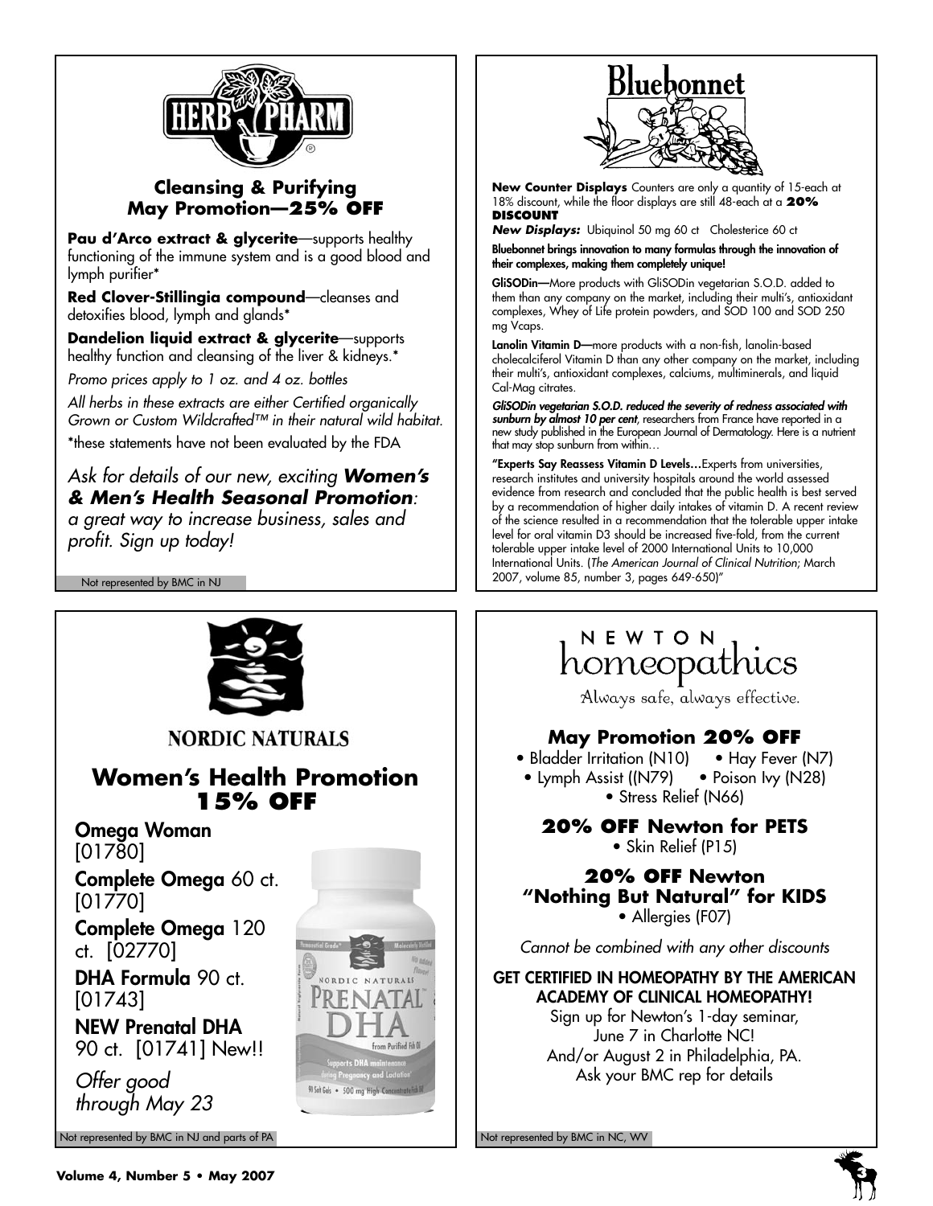# HERB PHARM

### Cleansing & Purifying May Promotion—25% OFF

**Pau d'Arco extract & glycerite**—supports healthy functioning of the immune system and is a good blood and lymph purifier*

**Red Clover-Stillingia compound**—cleanses and detoxifies blood, lymph and glands*

**Dandelion liquid extract & glycerite**—supports healthy function and cleansing of the liver & kidneys.*

*Promo prices apply to 1 oz. and 4 oz. bottles*

*All herbs in these extracts are either Certified organically Grown or Custom Wildcrafted™ in their natural wild habitat.*

*these statements have not been evaluated by the FDA

*Ask for details of our new, exciting **Women's & Men's Health Seasonal Promotion**: a great way to increase business, sales and profit. Sign up today!*

Not represented by BMC in NJ

# Bluebonnet

**New Counter Displays** Counters are only a quantity of 15-each at 18% discount, while the floor displays are still 48-each at a **20% DISCOUNT**

***New Displays:*** Ubiquinol 50 mg 60 ct Cholesterice 60 ct

**Bluebonnet brings innovation to many formulas through the innovation of their complexes, making them completely unique!**

**GliSODin—**More products with GliSODin vegetarian S.O.D. added to them than any company on the market, including their multi's, antioxidant complexes, Whey of Life protein powders, and SOD 100 and SOD 250 mg Vcaps.

**Lanolin Vitamin D—**more products with a non-fish, lanolin-based cholecalciferol Vitamin D than any other company on the market, including their multi's, antioxidant complexes, calciums, multiminerals, and liquid Cal-Mag citrates.

***GliSODin vegetarian S.O.D. reduced the severity of redness associated with sunburn by almost 10 per cent***, researchers from France have reported in a new study published in the European Journal of Dermatology. Here is a nutrient that may stop sunburn from within…

**"Experts Say Reassess Vitamin D Levels…**Experts from universities, research institutes and university hospitals around the world assessed evidence from research and concluded that the public health is best served by a recommendation of higher daily intakes of vitamin D. A recent review of the science resulted in a recommendation that the tolerable upper intake level for oral vitamin D3 should be increased five-fold, from the current tolerable upper intake level of 2000 International Units to 10,000 International Units. (*The American Journal of Clinical Nutrition*; March 2007, volume 85, number 3, pages 649-650)"

# NORDIC NATURALS

## Women's Health Promotion 15% OFF

**Omega Woman** [01780]

**Complete Omega** 60 ct. [01770]

**Complete Omega** 120 ct. [02770]

**DHA Formula** 90 ct. [01743]

**NEW Prenatal DHA** 90 ct. [01741] New!!

*Offer good through May 23*

Not represented by BMC in NJ and parts of PA

# NEWTON homeopathics

Always safe, always effective.

### May Promotion 20% OFF

- Bladder Irritation (N10)
- Hay Fever (N7)
- Lymph Assist ((N79)
- Poison Ivy (N28)
- Stress Relief (N66)

### 20% OFF Newton for PETS

- Skin Relief (P15)

### 20% OFF Newton "Nothing But Natural" for KIDS

- Allergies (F07)

*Cannot be combined with any other discounts*

**GET CERTIFIED IN HOMEOPATHY BY THE AMERICAN ACADEMY OF CLINICAL HOMEOPATHY!**

Sign up for Newton's 1-day seminar, June 7 in Charlotte NC! And/or August 2 in Philadelphia, PA. Ask your BMC rep for details

Not represented by BMC in NC, WV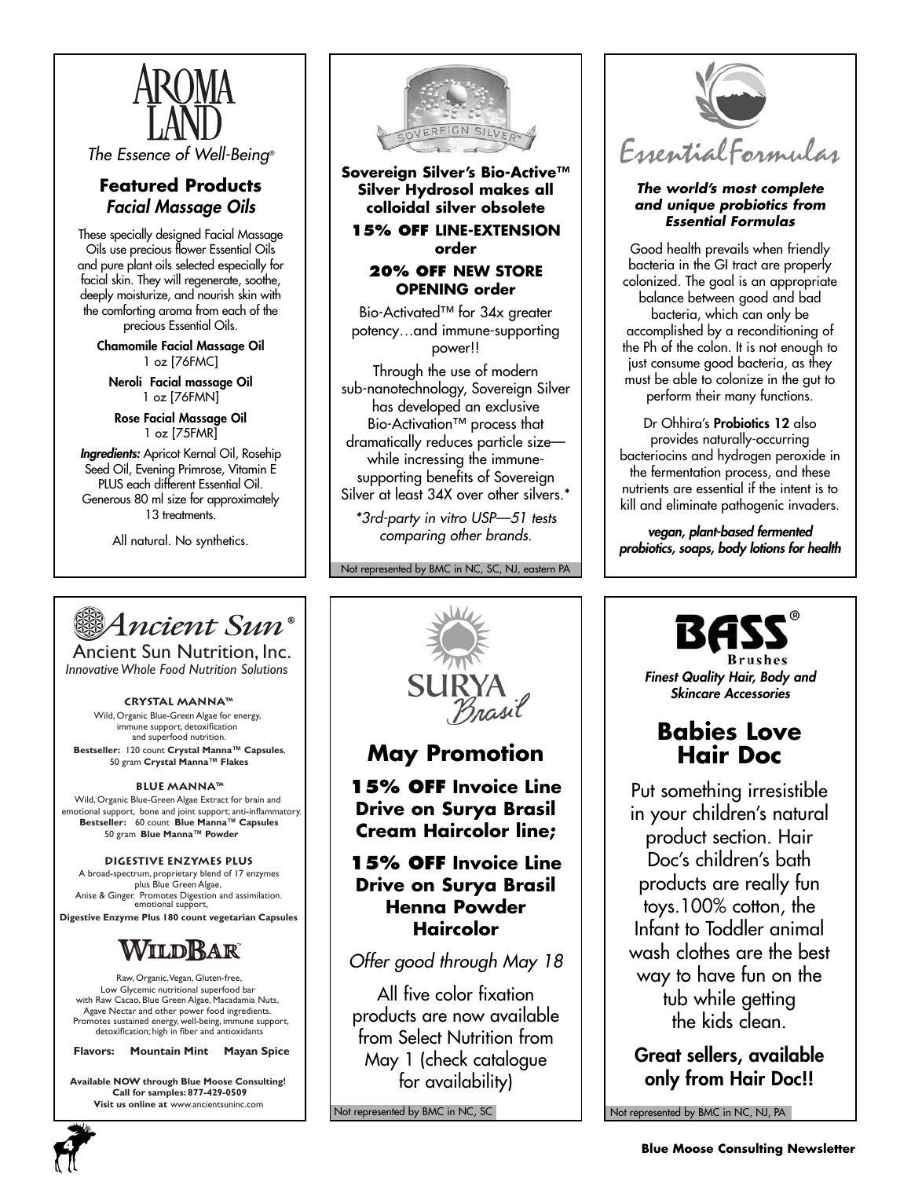# AROMA LAND

*The Essence of Well-Being®*

## Featured Products
### *Facial Massage Oils*

These specially designed Facial Massage Oils use precious flower Essential Oils and pure plant oils selected especially for facial skin. They will regenerate, soothe, deeply moisturize, and nourish skin with the comforting aroma from each of the precious Essential Oils.

**Chamomile Facial Massage Oil**
1 oz [76FMC]

**Neroli Facial massage Oil**
1 oz [76FMN]

**Rose Facial Massage Oil**
1 oz [75FMR]

***Ingredients:*** Apricot Kernal Oil, Rosehip Seed Oil, Evening Primrose, Vitamin E PLUS each different Essential Oil. Generous 80 ml size for approximately 13 treatments.

All natural. No synthetics.

---

# SOVEREIGN SILVER™

**Sovereign Silver's Bio-Active™ Silver Hydrosol makes all colloidal silver obsolete**

**15% OFF LINE-EXTENSION order**

**20% OFF NEW STORE OPENING order**

Bio-Activated™ for 34x greater potency…and immune-supporting power!!

Through the use of modern sub-nanotechnology, Sovereign Silver has developed an exclusive Bio-Activation™ process that dramatically reduces particle size—while incressing the immune-supporting benefits of Sovereign Silver at least 34X over other silvers.*

*\*3rd-party in vitro USP—51 tests comparing other brands.*

Not represented by BMC in NC, SC, NJ, eastern PA

---

# Essential Formulas

***The world's most complete and unique probiotics from Essential Formulas***

Good health prevails when friendly bacteria in the GI tract are properly colonized. The goal is an appropriate balance between good and bad bacteria, which can only be accomplished by a reconditioning of the Ph of the colon. It is not enough to just consume good bacteria, as they must be able to colonize in the gut to perform their many functions.

Dr Ohhira's **Probiotics 12** also provides naturally-occurring bacteriocins and hydrogen peroxide in the fermentation process, and these nutrients are essential if the intent is to kill and eliminate pathogenic invaders.

***vegan, plant-based fermented probiotics, soaps, body lotions for health***

---

# Ancient Sun®

Ancient Sun Nutrition, Inc.

*Innovative Whole Food Nutrition Solutions*

**CRYSTAL MANNA™**

Wild, Organic Blue-Green Algae for energy, immune support, detoxification and superfood nutrition.

**Bestseller:** 120 count **Crystal Manna™ Capsules**, 50 gram **Crystal Manna™ Flakes**

**BLUE MANNA™**

Wild, Organic Blue-Green Algae Extract for brain and emotional support, bone and joint support; anti-inflammatory.

**Bestseller:** 60 count **Blue Manna™ Capsules** 50 gram **Blue Manna™ Powder**

**DIGESTIVE ENZYMES PLUS**

A broad-spectrum, proprietary blend of 17 enzymes plus Blue Green Algae, Anise & Ginger. Promotes Digestion and assimilation. emotional support,

**Digestive Enzyme Plus 180 count vegetarian Capsules**

**WILDBAR™**

Raw, Organic, Vegan, Gluten-free, Low Glycemic nutritional superfood bar with Raw Cacao, Blue Green Algae, Macadamia Nuts, Agave Nectar and other power food ingredients. Promotes sustained energy, well-being, immune support, detoxification; high in fiber and antioxidants

**Flavors: Mountain Mint Mayan Spice**

**Available NOW through Blue Moose Consulting!**
**Call for samples: 877-429-0509**
**Visit us online at** www.ancientsuninc.com

---

# SURYA Brasil

## May Promotion

**15% OFF Invoice Line Drive on Surya Brasil Cream Haircolor line;**

**15% OFF Invoice Line Drive on Surya Brasil Henna Powder Haircolor**

*Offer good through May 18*

All five color fixation products are now available from Select Nutrition from May 1 (check catalogue for availability)

Not represented by BMC in NC, SC

---

# BASS® Brushes

***Finest Quality Hair, Body and Skincare Accessories***

## Babies Love Hair Doc

Put something irresistible in your children's natural product section. Hair Doc's children's bath products are really fun toys.100% cotton, the Infant to Toddler animal wash clothes are the best way to have fun on the tub while getting the kids clean.

**Great sellers, available only from Hair Doc!!**

Not represented by BMC in NC, NJ, PA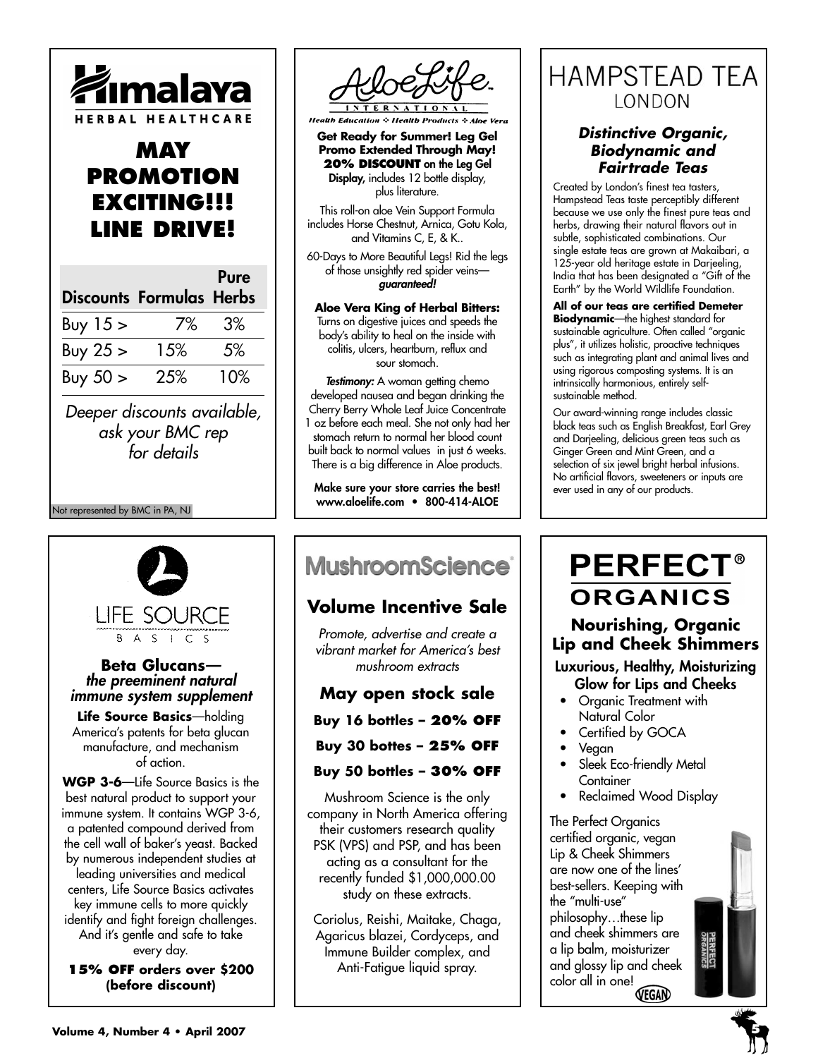# Himalaya

HERBAL HEALTHCARE

## MAY PROMOTION EXCITING!!! LINE DRIVE!

| Discounts | Formulas | Pure Herbs |
|---|---|---|
| Buy 15 > | 7% | 3% |
| Buy 25 > | 15% | 5% |
| Buy 50 > | 25% | 10% |

*Deeper discounts available, ask your BMC rep for details*

Not represented by BMC in PA, NJ

# AloeLife

INTERNATIONAL

*Health Education ❖ Health Products ❖ Aloe Vera*

**Get Ready for Summer! Leg Gel Promo Extended Through May! 20% DISCOUNT on the Leg Gel Display,** includes 12 bottle display, plus literature.

This roll-on aloe Vein Support Formula includes Horse Chestnut, Arnica, Gotu Kola, and Vitamins C, E, & K..

60-Days to More Beautiful Legs! Rid the legs of those unsightly red spider veins—***guaranteed!***

**Aloe Vera King of Herbal Bitters:** Turns on digestive juices and speeds the body's ability to heal on the inside with colitis, ulcers, heartburn, reflux and sour stomach.

***Testimony:*** A woman getting chemo developed nausea and began drinking the Cherry Berry Whole Leaf Juice Concentrate 1 oz before each meal. She not only had her stomach return to normal her blood count built back to normal values in just 6 weeks. There is a big difference in Aloe products.

**Make sure your store carries the best! www.aloelife.com • 800-414-ALOE**

# HAMPSTEAD TEA

LONDON

### *Distinctive Organic, Biodynamic and Fairtrade Teas*

Created by London's finest tea tasters, Hampstead Teas taste perceptibly different because we use only the finest pure teas and herbs, drawing their natural flavors out in subtle, sophisticated combinations. Our single estate teas are grown at Makaibari, a 125-year old heritage estate in Darjeeling, India that has been designated a "Gift of the Earth" by the World Wildlife Foundation.

**All of our teas are certified Demeter Biodynamic**—the highest standard for sustainable agriculture. Often called "organic plus", it utilizes holistic, proactive techniques such as integrating plant and animal lives and using rigorous composting systems. It is an intrinsically harmonious, entirely self-sustainable method.

Our award-winning range includes classic black teas such as English Breakfast, Earl Grey and Darjeeling, delicious green teas such as Ginger Green and Mint Green, and a selection of six jewel bright herbal infusions. No artificial flavors, sweeteners or inputs are ever used in any of our products.

# LIFE SOURCE BASICS

### Beta Glucans—*the preeminent natural immune system supplement*

**Life Source Basics**—holding America's patents for beta glucan manufacture, and mechanism of action.

**WGP 3-6**—Life Source Basics is the best natural product to support your immune system. It contains WGP 3-6, a patented compound derived from the cell wall of baker's yeast. Backed by numerous independent studies at leading universities and medical centers, Life Source Basics activates key immune cells to more quickly identify and fight foreign challenges. And it's gentle and safe to take every day.

**15% OFF orders over $200 (before discount)**

# MushroomScience®

## Volume Incentive Sale

*Promote, advertise and create a vibrant market for America's best mushroom extracts*

### May open stock sale

**Buy 16 bottles – 20% OFF**

**Buy 30 bottes – 25% OFF**

**Buy 50 bottles – 30% OFF**

Mushroom Science is the only company in North America offering their customers research quality PSK (VPS) and PSP, and has been acting as a consultant for the recently funded $1,000,000.00 study on these extracts.

Coriolus, Reishi, Maitake, Chaga, Agaricus blazei, Cordyceps, and Immune Builder complex, and Anti-Fatigue liquid spray.

# PERFECT® ORGANICS

## Nourishing, Organic Lip and Cheek Shimmers

### Luxurious, Healthy, Moisturizing Glow for Lips and Cheeks

- Organic Treatment with Natural Color
- Certified by GOCA
- Vegan
- Sleek Eco-friendly Metal Container
- Reclaimed Wood Display

The Perfect Organics certified organic, vegan Lip & Cheek Shimmers are now one of the lines' best-sellers. Keeping with the "multi-use" philosophy…these lip and cheek shimmers are a lip balm, moisturizer and glossy lip and cheek color all in one!

VEGAN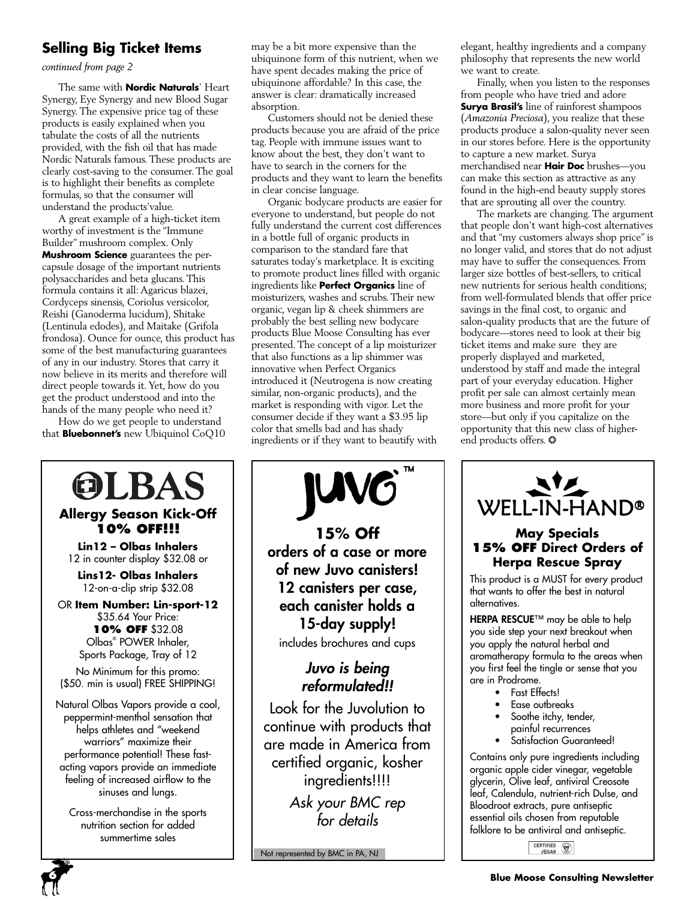## Selling Big Ticket Items

*continued from page 2*

The same with **Nordic Naturals**' Heart Synergy, Eye Synergy and new Blood Sugar Synergy. The expensive price tag of these products is easily explained when you tabulate the costs of all the nutrients provided, with the fish oil that has made Nordic Naturals famous. These products are clearly cost-saving to the consumer. The goal is to highlight their benefits as complete formulas, so that the consumer will understand the products'value.

A great example of a high-ticket item worthy of investment is the "Immune Builder" mushroom complex. Only **Mushroom Science** guarantees the per-capsule dosage of the important nutrients polysaccharides and beta glucans. This formula contains it all: Agaricus blazei, Cordyceps sinensis, Coriolus versicolor, Reishi (Ganoderma lucidum), Shitake (Lentinula edodes), and Maitake (Grifola frondosa). Ounce for ounce, this product has some of the best manufacturing guarantees of any in our industry. Stores that carry it now believe in its merits and therefore will direct people towards it. Yet, how do you get the product understood and into the hands of the many people who need it?

How do we get people to understand that **Bluebonnet's** new Ubiquinol CoQ10 may be a bit more expensive than the ubiquinone form of this nutrient, when we have spent decades making the price of ubiquinone affordable? In this case, the answer is clear: dramatically increased absorption.

Customers should not be denied these products because you are afraid of the price tag. People with immune issues want to know about the best, they don't want to have to search in the corners for the products and they want to learn the benefits in clear concise language.

Organic bodycare products are easier for everyone to understand, but people do not fully understand the current cost differences in a bottle full of organic products in comparison to the standard fare that saturates today's marketplace. It is exciting to promote product lines filled with organic ingredients like **Perfect Organics** line of moisturizers, washes and scrubs. Their new organic, vegan lip & cheek shimmers are probably the best selling new bodycare products Blue Moose Consulting has ever presented. The concept of a lip moisturizer that also functions as a lip shimmer was innovative when Perfect Organics introduced it (Neutrogena is now creating similar, non-organic products), and the market is responding with vigor. Let the consumer decide if they want a $3.95 lip color that smells bad and has shady ingredients or if they want to beautify with elegant, healthy ingredients and a company philosophy that represents the new world we want to create.

Finally, when you listen to the responses from people who have tried and adore **Surya Brasil's** line of rainforest shampoos (*Amazonia Preciosa*), you realize that these products produce a salon-quality never seen in our stores before. Here is the opportunity to capture a new market. Surya merchandised near **Hair Doc** brushes—you can make this section as attractive as any found in the high-end beauty supply stores that are sprouting all over the country.

The markets are changing. The argument that people don't want high-cost alternatives and that "my customers always shop price" is no longer valid, and stores that do not adjust may have to suffer the consequences. From larger size bottles of best-sellers, to critical new nutrients for serious health conditions; from well-formulated blends that offer price savings in the final cost, to organic and salon-quality products that are the future of bodycare—stores need to look at their big ticket items and make sure they are properly displayed and marketed, understood by staff and made the integral part of your everyday education. Higher profit per sale can almost certainly mean more business and more profit for your store—but only if you capitalize on the opportunity that this new class of higher-end products offers. ✪

---

# OLBAS

**Allergy Season Kick-Off**
**10% OFF!!!**

**Lin12 – Olbas Inhalers**
12 in counter display $32.08 or

**Lins12- Olbas Inhalers**
12-on-a-clip strip $32.08

OR **Item Number: Lin-sport-12**
$35.64 Your Price:
**10% OFF** $32.08
Olbas® POWER Inhaler, Sports Package, Tray of 12

No Minimum for this promo: ($50. min is usual) FREE SHIPPING!

Natural Olbas Vapors provide a cool, peppermint-menthol sensation that helps athletes and "weekend warriors" maximize their performance potential! These fast-acting vapors provide an immediate feeling of increased airflow to the sinuses and lungs.

Cross-merchandise in the sports nutrition section for added summertime sales

---

# JUVO™

**15% Off orders of a case or more of new Juvo canisters! 12 canisters per case, each canister holds a 15-day supply!**

includes brochures and cups

***Juvo is being reformulated!!***

Look for the Juvolution to continue with products that are made in America from certified organic, kosher ingredients!!!!

*Ask your BMC rep for details*

Not represented by BMC in PA, NJ

---

# WELL-IN-HAND®

**May Specials**
**15% OFF Direct Orders of Herpa Rescue Spray**

This product is a MUST for every product that wants to offer the best in natural alternatives.

**HERPA RESCUE**™ may be able to help you side step your next breakout when you apply the natural herbal and aromatherapy formula to the areas when you first feel the tingle or sense that you are in Prodrome.

- Fast Effects!
- Ease outbreaks
- Soothe itchy, tender, painful recurrences
- Satisfaction Guaranteed!

Contains only pure ingredients including organic apple cider vinegar, vegetable glycerin, Olive leaf, antiviral Creosote leaf, Calendula, nutrient-rich Dulse, and Bloodroot extracts, pure antiseptic essential oils chosen from reputable folklore to be antiviral and antiseptic.

CERTIFIED VEGAN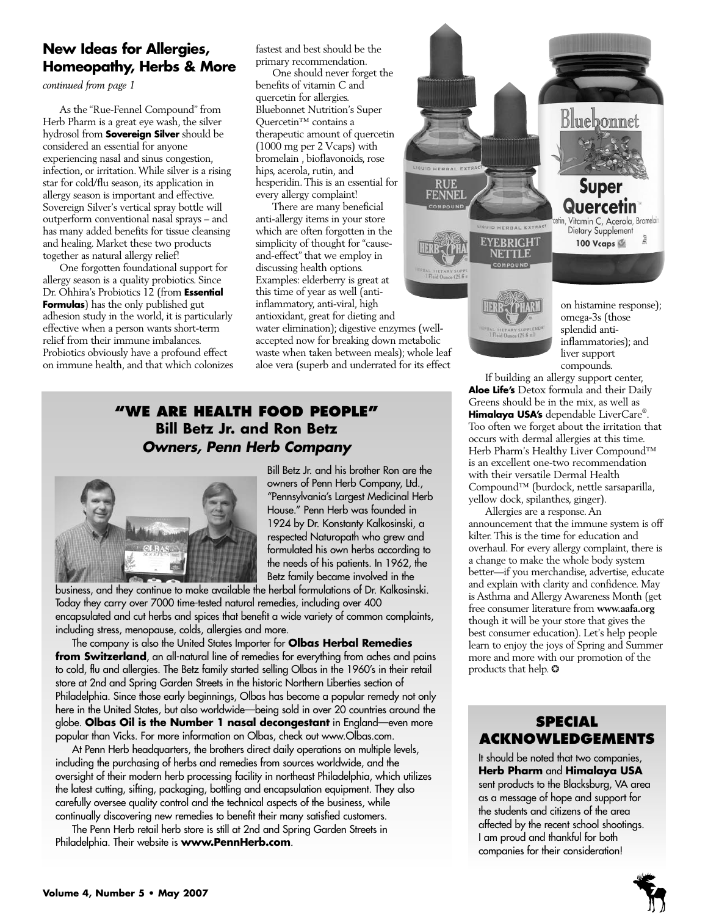## New Ideas for Allergies, Homeopathy, Herbs & More

*continued from page 1*

As the "Rue-Fennel Compound" from Herb Pharm is a great eye wash, the silver hydrosol from **Sovereign Silver** should be considered an essential for anyone experiencing nasal and sinus congestion, infection, or irritation. While silver is a rising star for cold/flu season, its application in allergy season is important and effective. Sovereign Silver's vertical spray bottle will outperform conventional nasal sprays – and has many added benefits for tissue cleansing and healing. Market these two products together as natural allergy relief!

One forgotten foundational support for allergy season is a quality probiotics. Since Dr. Ohhira's Probiotics 12 (from **Essential Formulas**) has the only published gut adhesion study in the world, it is particularly effective when a person wants short-term relief from their immune imbalances. Probiotics obviously have a profound effect on immune health, and that which colonizes fastest and best should be the primary recommendation.

One should never forget the benefits of vitamin C and quercetin for allergies. Bluebonnet Nutrition's Super Quercetin™ contains a therapeutic amount of quercetin (1000 mg per 2 Vcaps) with bromelain , bioflavonoids, rose hips, acerola, rutin, and hesperidin. This is an essential for every allergy complaint!

There are many beneficial anti-allergy items in your store which are often forgotten in the simplicity of thought for "cause-and-effect" that we employ in discussing health options. Examples: elderberry is great at this time of year as well (anti-inflammatory, anti-viral, high antioxidant, great for dieting and water elimination); digestive enzymes (well-accepted now for breaking down metabolic waste when taken between meals); whole leaf aloe vera (superb and underrated for its effect on histamine response); omega-3s (those splendid anti-inflammatories); and liver support compounds.

If building an allergy support center, **Aloe Life's** Detox formula and their Daily Greens should be in the mix, as well as **Himalaya USA's** dependable LiverCare®. Too often we forget about the irritation that occurs with dermal allergies at this time. Herb Pharm's Healthy Liver Compound™ is an excellent one-two recommendation with their versatile Dermal Health Compound™ (burdock, nettle sarsaparilla, yellow dock, spilanthes, ginger).

Allergies are a response. An announcement that the immune system is off kilter. This is the time for education and overhaul. For every allergy complaint, there is a change to make the whole body system better—if you merchandise, advertise, educate and explain with clarity and confidence. May is Asthma and Allergy Awareness Month (get free consumer literature from www.aafa.org though it will be your store that gives the best consumer education). Let's help people learn to enjoy the joys of Spring and Summer more and more with our promotion of the products that help. ✪

## "WE ARE HEALTH FOOD PEOPLE"
### Bill Betz Jr. and Ron Betz
### *Owners, Penn Herb Company*

Bill Betz Jr. and his brother Ron are the owners of Penn Herb Company, Ltd., "Pennsylvania's Largest Medicinal Herb House." Penn Herb was founded in 1924 by Dr. Konstanty Kalkosinski, a respected Naturopath who grew and formulated his own herbs according to the needs of his patients. In 1962, the Betz family became involved in the business, and they continue to make available the herbal formulations of Dr. Kalkosinski. Today they carry over 7000 time-tested natural remedies, including over 400 encapsulated and cut herbs and spices that benefit a wide variety of common complaints, including stress, menopause, colds, allergies and more.

The company is also the United States Importer for **Olbas Herbal Remedies from Switzerland**, an all-natural line of remedies for everything from aches and pains to cold, flu and allergies. The Betz family started selling Olbas in the 1960's in their retail store at 2nd and Spring Garden Streets in the historic Northern Liberties section of Philadelphia. Since those early beginnings, Olbas has become a popular remedy not only here in the United States, but also worldwide—being sold in over 20 countries around the globe. **Olbas Oil is the Number 1 nasal decongestant** in England—even more popular than Vicks. For more information on Olbas, check out www.Olbas.com.

At Penn Herb headquarters, the brothers direct daily operations on multiple levels, including the purchasing of herbs and remedies from sources worldwide, and the oversight of their modern herb processing facility in northeast Philadelphia, which utilizes the latest cutting, sifting, packaging, bottling and encapsulation equipment. They also carefully oversee quality control and the technical aspects of the business, while continually discovering new remedies to benefit their many satisfied customers.

The Penn Herb retail herb store is still at 2nd and Spring Garden Streets in Philadelphia. Their website is **www.PennHerb.com**.

## SPECIAL ACKNOWLEDGEMENTS

It should be noted that two companies, **Herb Pharm** and **Himalaya USA** sent products to the Blacksburg, VA area as a message of hope and support for the students and citizens of the area affected by the recent school shootings. I am proud and thankful for both companies for their consideration!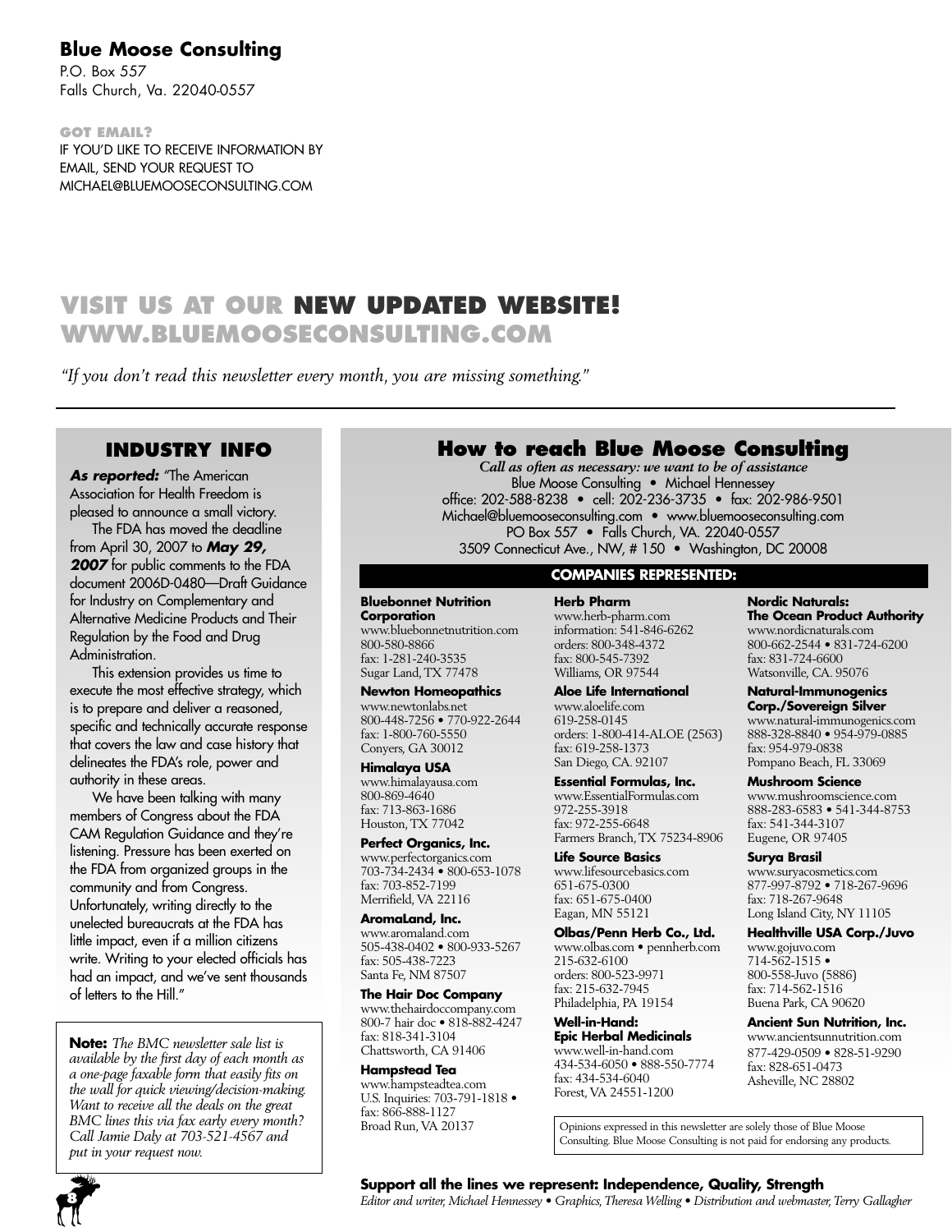## Blue Moose Consulting

P.O. Box 557
Falls Church, Va. 22040-0557

**GOT EMAIL?**
IF YOU'D LIKE TO RECEIVE INFORMATION BY EMAIL, SEND YOUR REQUEST TO MICHAEL@BLUEMOOSECONSULTING.COM

# VISIT US AT OUR NEW UPDATED WEBSITE! WWW.BLUEMOOSECONSULTING.COM

*"If you don't read this newsletter every month, you are missing something."*

## INDUSTRY INFO

***As reported:*** "The American Association for Health Freedom is pleased to announce a small victory.

The FDA has moved the deadline from April 30, 2007 to ***May 29, 2007*** for public comments to the FDA document 2006D-0480—Draft Guidance for Industry on Complementary and Alternative Medicine Products and Their Regulation by the Food and Drug Administration.

This extension provides us time to execute the most effective strategy, which is to prepare and deliver a reasoned, specific and technically accurate response that covers the law and case history that delineates the FDA's role, power and authority in these areas.

We have been talking with many members of Congress about the FDA CAM Regulation Guidance and they're listening. Pressure has been exerted on the FDA from organized groups in the community and from Congress. Unfortunately, writing directly to the unelected bureaucrats at the FDA has little impact, even if a million citizens write. Writing to your elected officials has had an impact, and we've sent thousands of letters to the Hill."

**Note:** *The BMC newsletter sale list is available by the first day of each month as a one-page faxable form that easily fits on the wall for quick viewing/decision-making. Want to receive all the deals on the great BMC lines this via fax early every month? Call Jamie Daly at 703-521-4567 and put in your request now.*

## How to reach Blue Moose Consulting

*Call as often as necessary: we want to be of assistance*

Blue Moose Consulting • Michael Hennessey
office: 202-588-8238 • cell: 202-236-3735 • fax: 202-986-9501
Michael@bluemooseconsulting.com • www.bluemooseconsulting.com
PO Box 557 • Falls Church, VA. 22040-0557
3509 Connecticut Ave., NW, # 150 • Washington, DC 20008

### COMPANIES REPRESENTED:

**Bluebonnet Nutrition Corporation**
www.bluebonnetnutrition.com
800-580-8866
fax: 1-281-240-3535
Sugar Land, TX 77478

**Newton Homeopathics**
www.newtonlabs.net
800-448-7256 • 770-922-2644
fax: 1-800-760-5550
Conyers, GA 30012

**Himalaya USA**
www.himalayausa.com
800-869-4640
fax: 713-863-1686
Houston, TX 77042

**Perfect Organics, Inc.**
www.perfectorganics.com
703-734-2434 • 800-653-1078
fax: 703-852-7199
Merrifield, VA 22116

**AromaLand, Inc.**
www.aromaland.com
505-438-0402 • 800-933-5267
fax: 505-438-7223
Santa Fe, NM 87507

**The Hair Doc Company**
www.thehairdoccompany.com
800-7 hair doc • 818-882-4247
fax: 818-341-3104
Chattsworth, CA 91406

**Hampstead Tea**
www.hampsteadtea.com
U.S. Inquiries: 703-791-1818 •
fax: 866-888-1127
Broad Run, VA 20137

**Herb Pharm**
www.herb-pharm.com
information: 541-846-6262
orders: 800-348-4372
fax: 800-545-7392
Williams, OR 97544

**Aloe Life International**
www.aloelife.com
619-258-0145
orders: 1-800-414-ALOE (2563)
fax: 619-258-1373
San Diego, CA. 92107

**Essential Formulas, Inc.**
www.EssentialFormulas.com
972-255-3918
fax: 972-255-6648
Farmers Branch, TX 75234-8906

**Life Source Basics**
www.lifesourcebasics.com
651-675-0300
fax: 651-675-0400
Eagan, MN 55121

**Olbas/Penn Herb Co., Ltd.**
www.olbas.com • pennherb.com
215-632-6100
orders: 800-523-9971
fax: 215-632-7945
Philadelphia, PA 19154

**Well-in-Hand: Epic Herbal Medicinals**
www.well-in-hand.com
434-534-6050 • 888-550-7774
fax: 434-534-6040
Forest, VA 24551-1200

**Nordic Naturals: The Ocean Product Authority**
www.nordicnaturals.com
800-662-2544 • 831-724-6200
fax: 831-724-6600
Watsonville, CA. 95076

**Natural-Immunogenics Corp./Sovereign Silver**
www.natural-immunogenics.com
888-328-8840 • 954-979-0885
fax: 954-979-0838
Pompano Beach, FL 33069

**Mushroom Science**
www.mushroomscience.com
888-283-6583 • 541-344-8753
fax: 541-344-3107
Eugene, OR 97405

**Surya Brasil**
www.suryacosmetics.com
877-997-8792 • 718-267-9696
fax: 718-267-9648
Long Island City, NY 11105

**Healthville USA Corp./Juvo**
www.gojuvo.com
714-562-1515 •
800-558-Juvo (5886)
fax: 714-562-1516
Buena Park, CA 90620

**Ancient Sun Nutrition, Inc.**
www.ancientsunnutrition.com
877-429-0509 • 828-51-9290
fax: 828-651-0473
Asheville, NC 28802

Opinions expressed in this newsletter are solely those of Blue Moose Consulting. Blue Moose Consulting is not paid for endorsing any products.

**Support all the lines we represent: Independence, Quality, Strength**

*Editor and writer, Michael Hennessey • Graphics, Theresa Welling • Distribution and webmaster, Terry Gallagher*